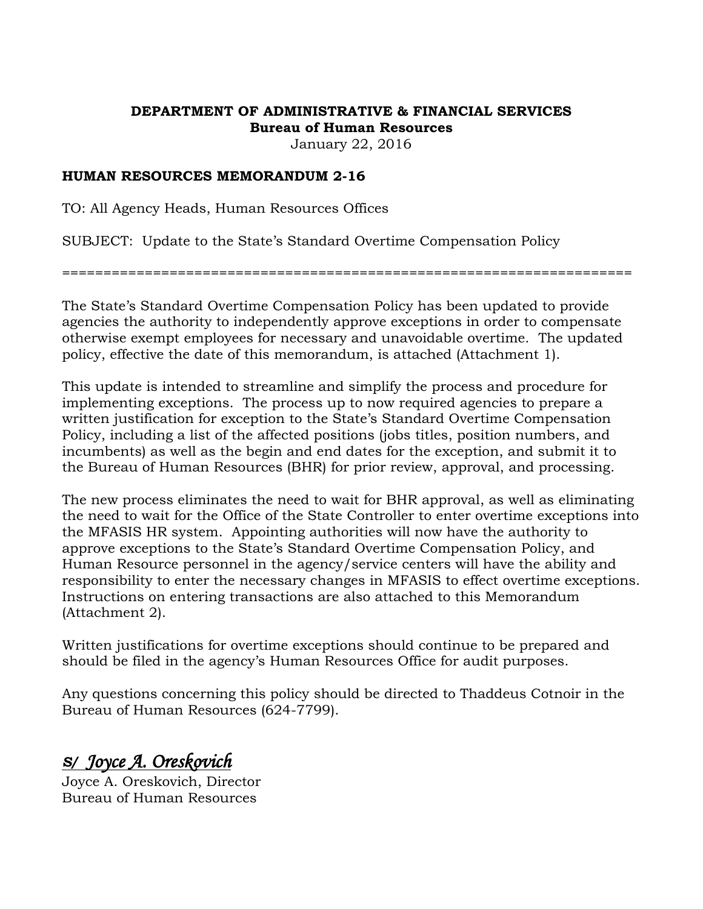**DEPARTMENT OF ADMINISTRATIVE & FINANCIAL SERVICES**
**Bureau of Human Resources**
January 22, 2016

**HUMAN RESOURCES MEMORANDUM 2-16**

TO: All Agency Heads, Human Resources Offices

SUBJECT: Update to the State's Standard Overtime Compensation Policy

================================================================

The State's Standard Overtime Compensation Policy has been updated to provide agencies the authority to independently approve exceptions in order to compensate otherwise exempt employees for necessary and unavoidable overtime. The updated policy, effective the date of this memorandum, is attached (Attachment 1).

This update is intended to streamline and simplify the process and procedure for implementing exceptions. The process up to now required agencies to prepare a written justification for exception to the State's Standard Overtime Compensation Policy, including a list of the affected positions (jobs titles, position numbers, and incumbents) as well as the begin and end dates for the exception, and submit it to the Bureau of Human Resources (BHR) for prior review, approval, and processing.

The new process eliminates the need to wait for BHR approval, as well as eliminating the need to wait for the Office of the State Controller to enter overtime exceptions into the MFASIS HR system. Appointing authorities will now have the authority to approve exceptions to the State's Standard Overtime Compensation Policy, and Human Resource personnel in the agency/service centers will have the ability and responsibility to enter the necessary changes in MFASIS to effect overtime exceptions. Instructions on entering transactions are also attached to this Memorandum (Attachment 2).

Written justifications for overtime exceptions should continue to be prepared and should be filed in the agency's Human Resources Office for audit purposes.

Any questions concerning this policy should be directed to Thaddeus Cotnoir in the Bureau of Human Resources (624-7799).

*S/ Joyce A. Oreskovich*
Joyce A. Oreskovich, Director
Bureau of Human Resources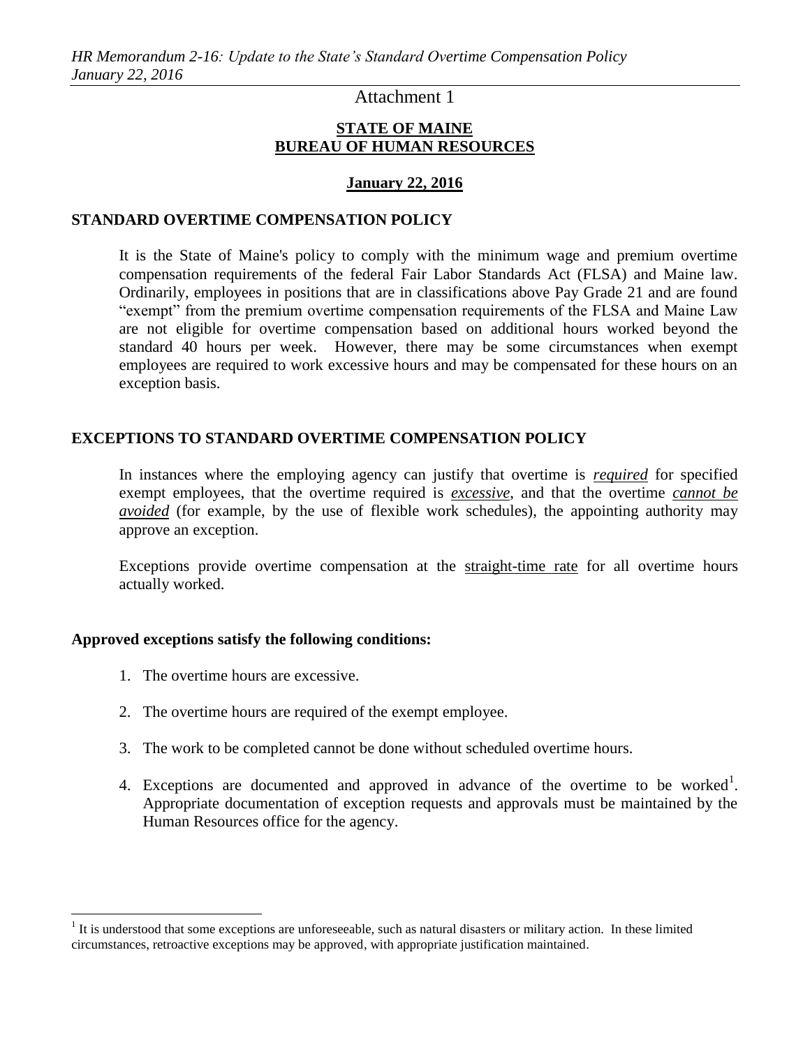Attachment 1

**STATE OF MAINE**
**BUREAU OF HUMAN RESOURCES**

**January 22, 2016**

## STANDARD OVERTIME COMPENSATION POLICY

It is the State of Maine's policy to comply with the minimum wage and premium overtime compensation requirements of the federal Fair Labor Standards Act (FLSA) and Maine law. Ordinarily, employees in positions that are in classifications above Pay Grade 21 and are found "exempt" from the premium overtime compensation requirements of the FLSA and Maine Law are not eligible for overtime compensation based on additional hours worked beyond the standard 40 hours per week. However, there may be some circumstances when exempt employees are required to work excessive hours and may be compensated for these hours on an exception basis.

## EXCEPTIONS TO STANDARD OVERTIME COMPENSATION POLICY

In instances where the employing agency can justify that overtime is ***required*** for specified exempt employees, that the overtime required is ***excessive***, and that the overtime ***cannot be avoided*** (for example, by the use of flexible work schedules), the appointing authority may approve an exception.

Exceptions provide overtime compensation at the straight-time rate for all overtime hours actually worked.

**Approved exceptions satisfy the following conditions:**

1. The overtime hours are excessive.
2. The overtime hours are required of the exempt employee.
3. The work to be completed cannot be done without scheduled overtime hours.
4. Exceptions are documented and approved in advance of the overtime to be worked[1]. Appropriate documentation of exception requests and approvals must be maintained by the Human Resources office for the agency.

[1] It is understood that some exceptions are unforeseeable, such as natural disasters or military action. In these limited circumstances, retroactive exceptions may be approved, with appropriate justification maintained.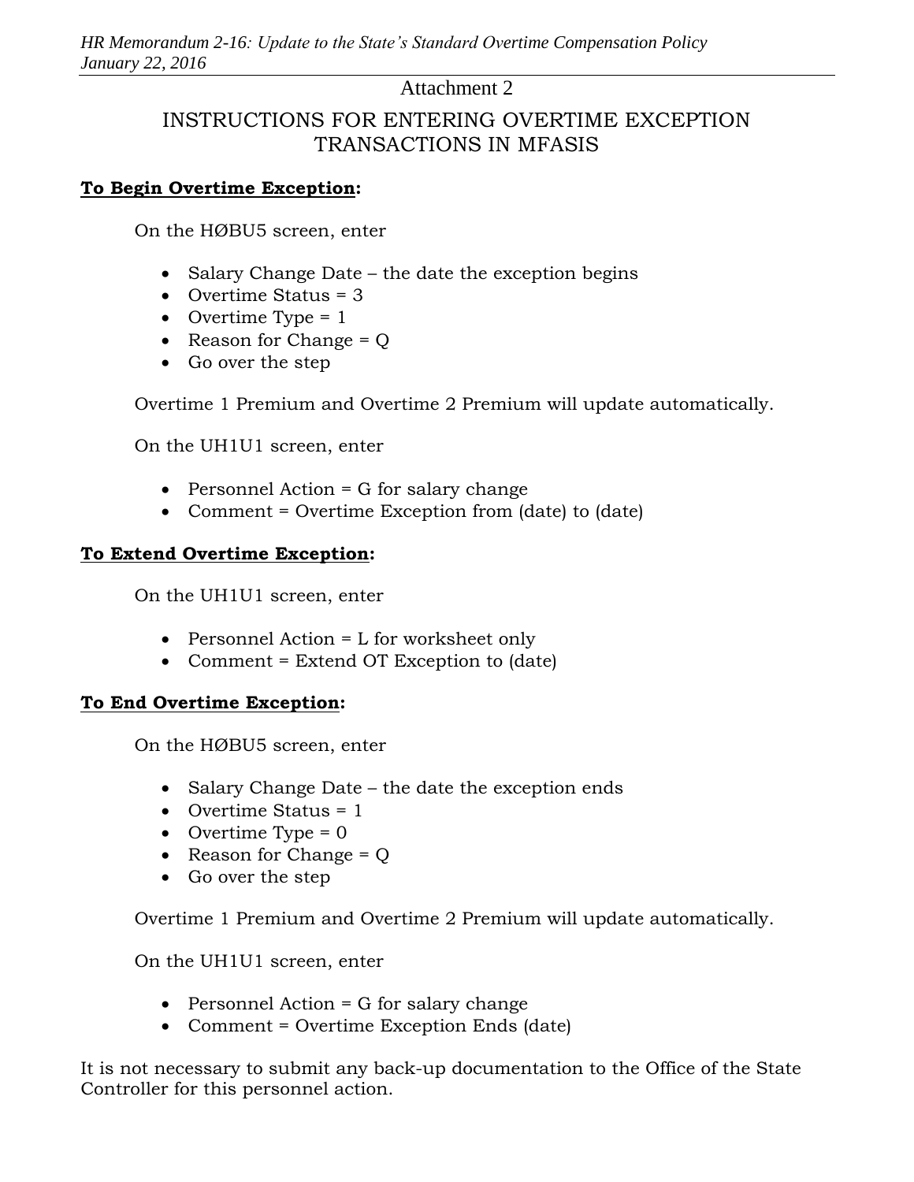Attachment 2

# INSTRUCTIONS FOR ENTERING OVERTIME EXCEPTION TRANSACTIONS IN MFASIS

**To Begin Overtime Exception:**

On the HØBU5 screen, enter

- Salary Change Date – the date the exception begins
- Overtime Status = 3
- Overtime Type = 1
- Reason for Change = Q
- Go over the step

Overtime 1 Premium and Overtime 2 Premium will update automatically.

On the UH1U1 screen, enter

- Personnel Action = G for salary change
- Comment = Overtime Exception from (date) to (date)

**To Extend Overtime Exception:**

On the UH1U1 screen, enter

- Personnel Action = L for worksheet only
- Comment = Extend OT Exception to (date)

**To End Overtime Exception:**

On the HØBU5 screen, enter

- Salary Change Date – the date the exception ends
- Overtime Status = 1
- Overtime Type = 0
- Reason for Change = Q
- Go over the step

Overtime 1 Premium and Overtime 2 Premium will update automatically.

On the UH1U1 screen, enter

- Personnel Action = G for salary change
- Comment = Overtime Exception Ends (date)

It is not necessary to submit any back-up documentation to the Office of the State Controller for this personnel action.